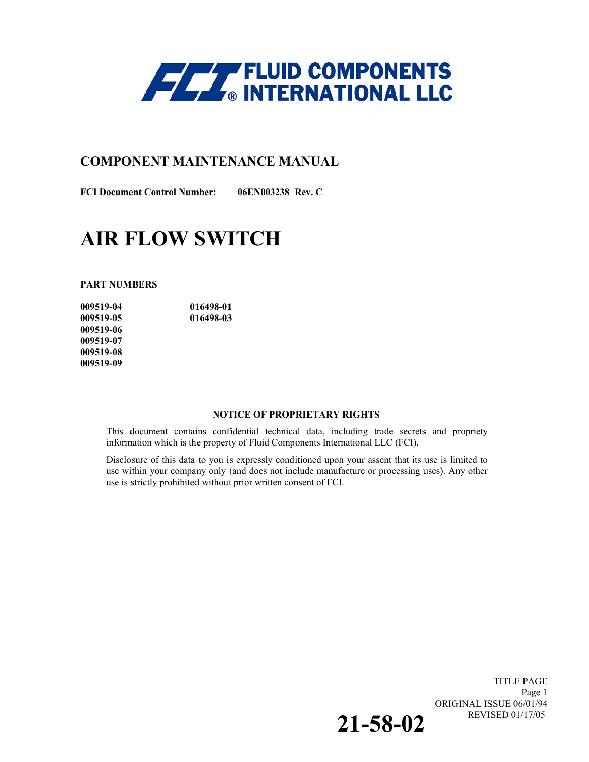**FCI® FLUID COMPONENTS INTERNATIONAL LLC**

## COMPONENT MAINTENANCE MANUAL

**FCI Document Control Number:** **06EN003238 Rev. C**

# AIR FLOW SWITCH

**PART NUMBERS**

| | |
|---|---|
| **009519-04** | **016498-01** |
| **009519-05** | **016498-03** |
| **009519-06** | |
| **009519-07** | |
| **009519-08** | |
| **009519-09** | |

**NOTICE OF PROPRIETARY RIGHTS**

This document contains confidential technical data, including trade secrets and propriety information which is the property of Fluid Components International LLC (FCI).

Disclosure of this data to you is expressly conditioned upon your assent that its use is limited to use within your company only (and does not include manufacture or processing uses). Any other use is strictly prohibited without prior written consent of FCI.

TITLE PAGE
ORIGINAL ISSUE 06/01/94
REVISED 01/17/05

**21-58-02**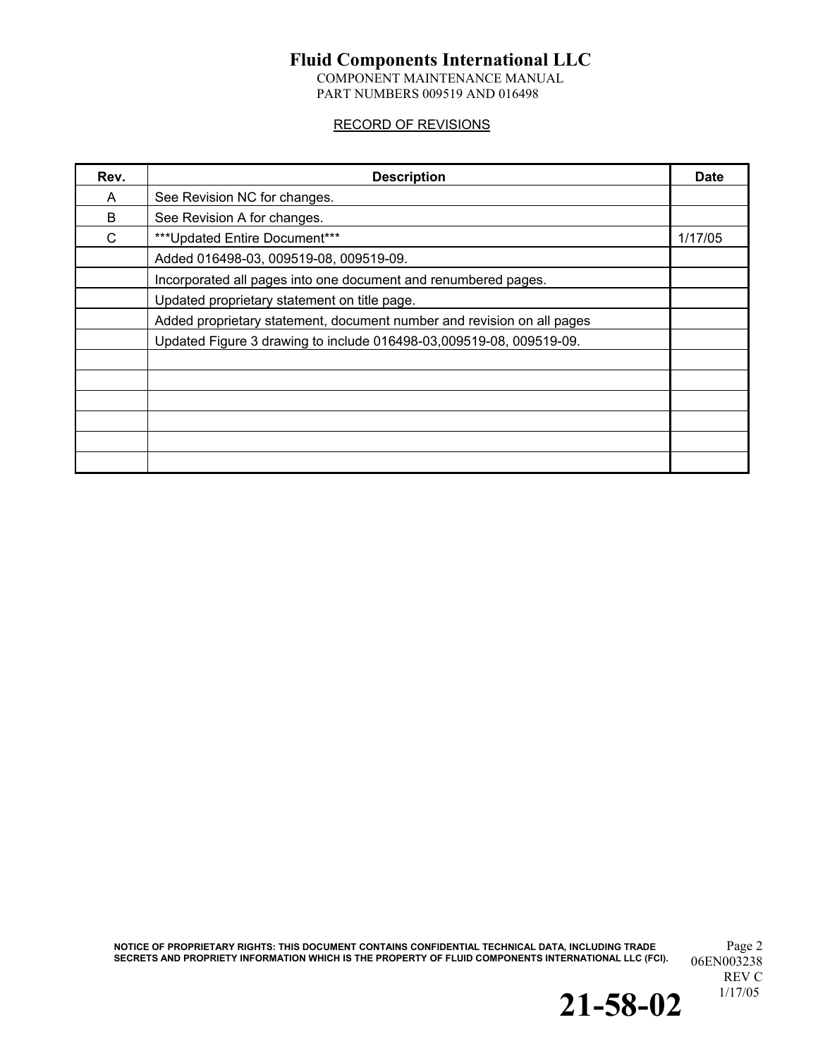# Fluid Components International LLC

COMPONENT MAINTENANCE MANUAL
PART NUMBERS 009519 AND 016498

## RECORD OF REVISIONS

| Rev. | Description | Date |
|---|---|---|
| A | See Revision NC for changes. | |
| B | See Revision A for changes. | |
| C | ***Updated Entire Document*** | 1/17/05 |
| | Added 016498-03, 009519-08, 009519-09. | |
| | Incorporated all pages into one document and renumbered pages. | |
| | Updated proprietary statement on title page. | |
| | Added proprietary statement, document number and revision on all pages | |
| | Updated Figure 3 drawing to include 016498-03,009519-08, 009519-09. | |
| | | |
| | | |
| | | |
| | | |
| | | |
| | | |

NOTICE OF PROPRIETARY RIGHTS: THIS DOCUMENT CONTAINS CONFIDENTIAL TECHNICAL DATA, INCLUDING TRADE SECRETS AND PROPRIETY INFORMATION WHICH IS THE PROPERTY OF FLUID COMPONENTS INTERNATIONAL LLC (FCI).

06EN003238
REV C
1/17/05

21-58-02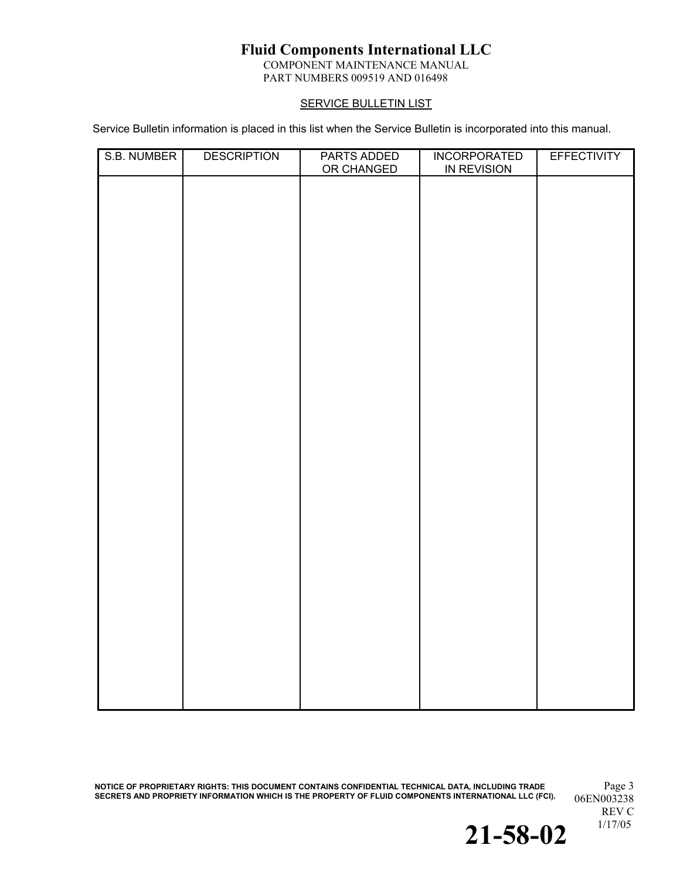## SERVICE BULLETIN LIST

Service Bulletin information is placed in this list when the Service Bulletin is incorporated into this manual.

| S.B. NUMBER | DESCRIPTION | PARTS ADDED OR CHANGED | INCORPORATED IN REVISION | EFFECTIVITY |
|---|---|---|---|---|
| | | | | |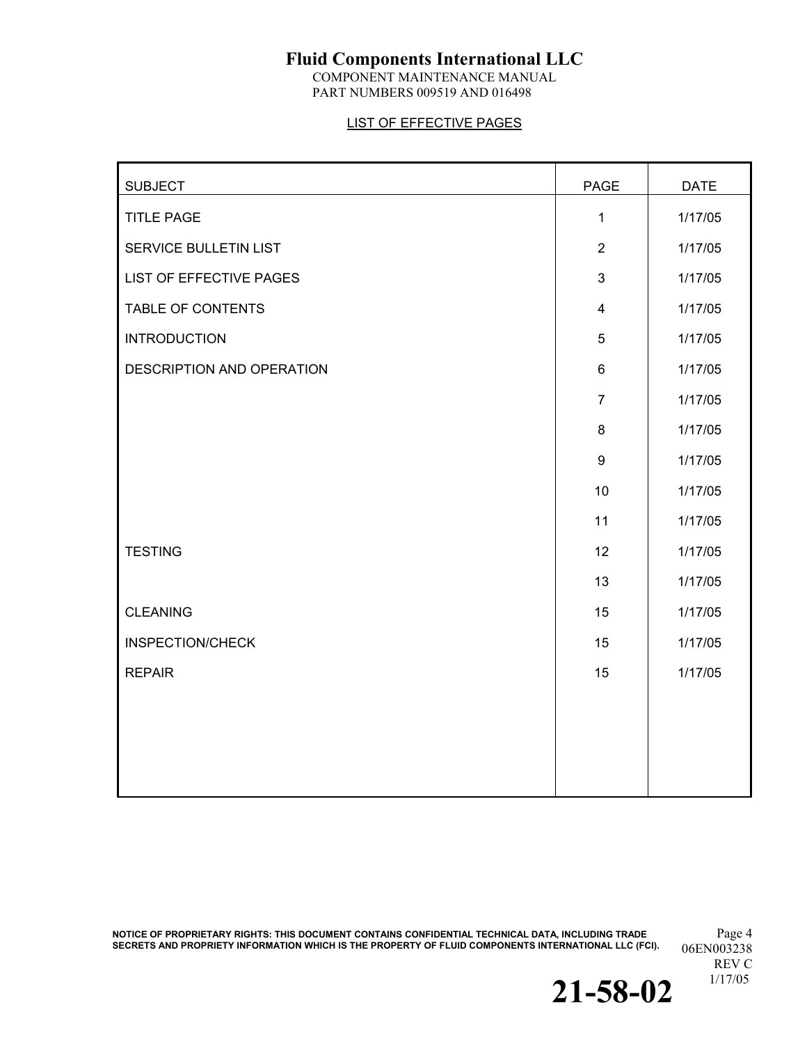**Fluid Components International LLC**
COMPONENT MAINTENANCE MANUAL
PART NUMBERS 009519 AND 016498

LIST OF EFFECTIVE PAGES

| SUBJECT | PAGE | DATE |
|---|---|---|
| TITLE PAGE | 1 | 1/17/05 |
| SERVICE BULLETIN LIST | 2 | 1/17/05 |
| LIST OF EFFECTIVE PAGES | 3 | 1/17/05 |
| TABLE OF CONTENTS | 4 | 1/17/05 |
| INTRODUCTION | 5 | 1/17/05 |
| DESCRIPTION AND OPERATION | 6 | 1/17/05 |
| | 7 | 1/17/05 |
| | 8 | 1/17/05 |
| | 9 | 1/17/05 |
| | 10 | 1/17/05 |
| | 11 | 1/17/05 |
| TESTING | 12 | 1/17/05 |
| | 13 | 1/17/05 |
| CLEANING | 15 | 1/17/05 |
| INSPECTION/CHECK | 15 | 1/17/05 |
| REPAIR | 15 | 1/17/05 |

**NOTICE OF PROPRIETARY RIGHTS: THIS DOCUMENT CONTAINS CONFIDENTIAL TECHNICAL DATA, INCLUDING TRADE SECRETS AND PROPRIETY INFORMATION WHICH IS THE PROPERTY OF FLUID COMPONENTS INTERNATIONAL LLC (FCI).**

06EN003238
REV C
1/17/05

**21-58-02**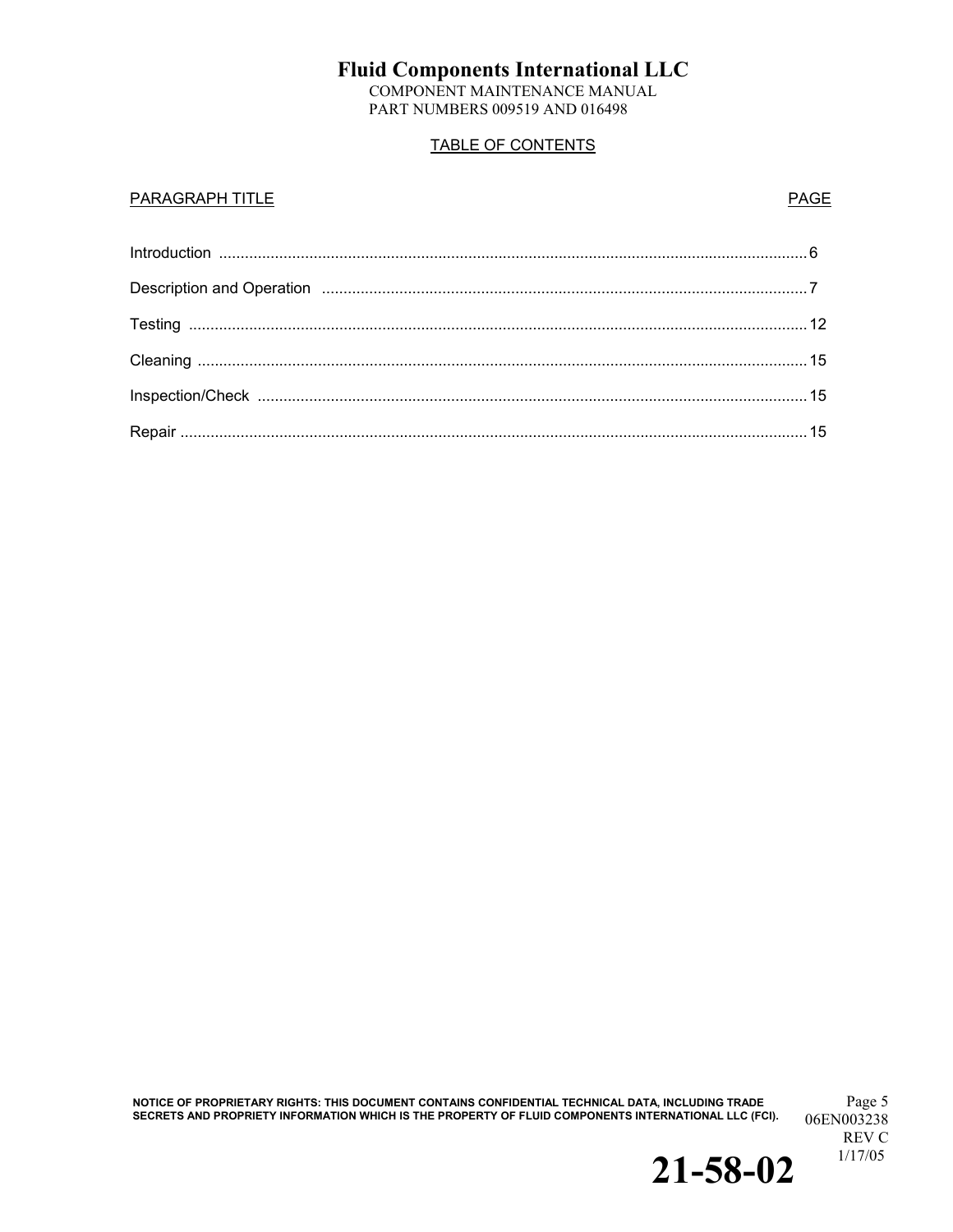## TABLE OF CONTENTS

| PARAGRAPH TITLE | PAGE |
|---|---|
| Introduction | 6 |
| Description and Operation | 7 |
| Testing | 12 |
| Cleaning | 15 |
| Inspection/Check | 15 |
| Repair | 15 |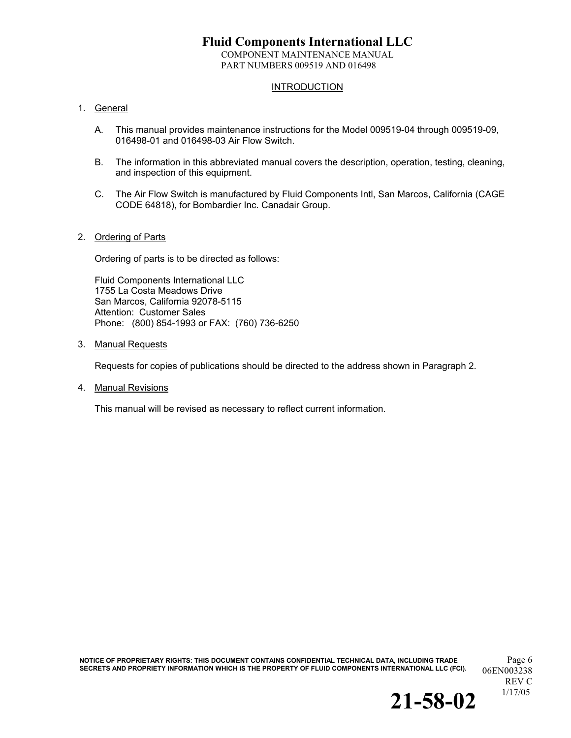## INTRODUCTION

1. General

   A. This manual provides maintenance instructions for the Model 009519-04 through 009519-09, 016498-01 and 016498-03 Air Flow Switch.

   B. The information in this abbreviated manual covers the description, operation, testing, cleaning, and inspection of this equipment.

   C. The Air Flow Switch is manufactured by Fluid Components Intl, San Marcos, California (CAGE CODE 64818), for Bombardier Inc. Canadair Group.

2. Ordering of Parts

   Ordering of parts is to be directed as follows:

   Fluid Components International LLC
   1755 La Costa Meadows Drive
   San Marcos, California 92078-5115
   Attention: Customer Sales
   Phone: (800) 854-1993 or FAX: (760) 736-6250

3. Manual Requests

   Requests for copies of publications should be directed to the address shown in Paragraph 2.

4. Manual Revisions

   This manual will be revised as necessary to reflect current information.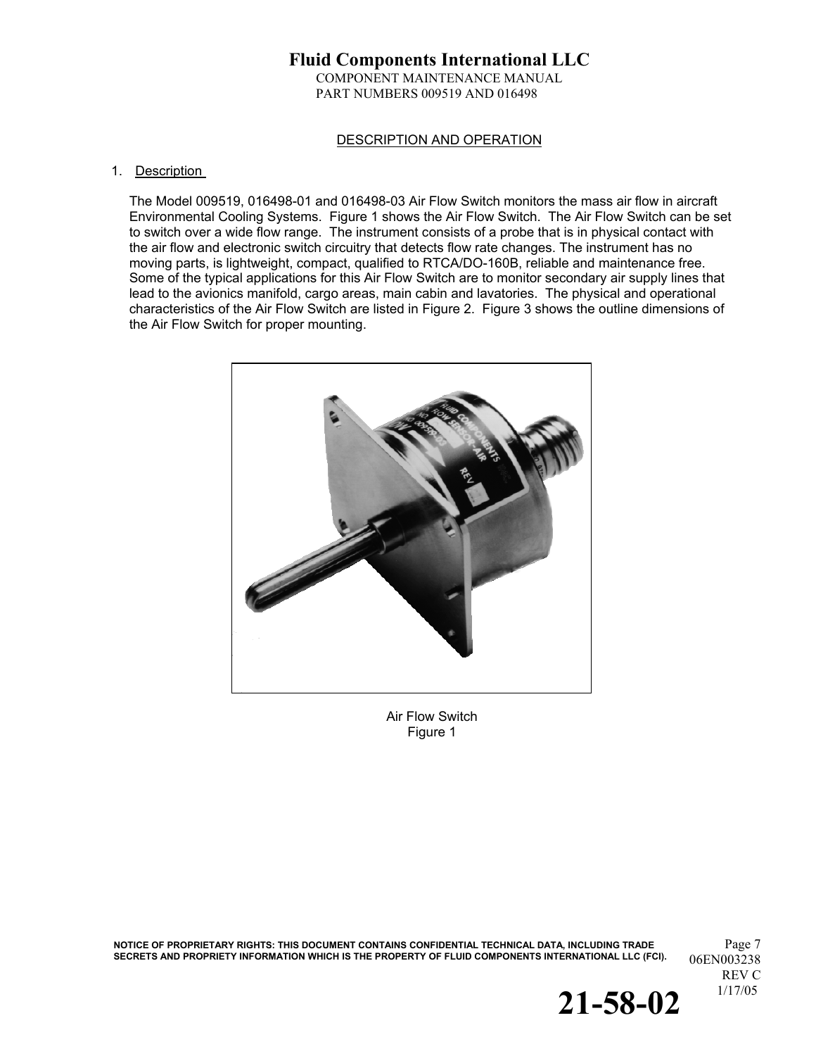## DESCRIPTION AND OPERATION

1. Description

The Model 009519, 016498-01 and 016498-03 Air Flow Switch monitors the mass air flow in aircraft Environmental Cooling Systems. Figure 1 shows the Air Flow Switch. The Air Flow Switch can be set to switch over a wide flow range. The instrument consists of a probe that is in physical contact with the air flow and electronic switch circuitry that detects flow rate changes. The instrument has no moving parts, is lightweight, compact, qualified to RTCA/DO-160B, reliable and maintenance free. Some of the typical applications for this Air Flow Switch are to monitor secondary air supply lines that lead to the avionics manifold, cargo areas, main cabin and lavatories. The physical and operational characteristics of the Air Flow Switch are listed in Figure 2. Figure 3 shows the outline dimensions of the Air Flow Switch for proper mounting.

Air Flow Switch
Figure 1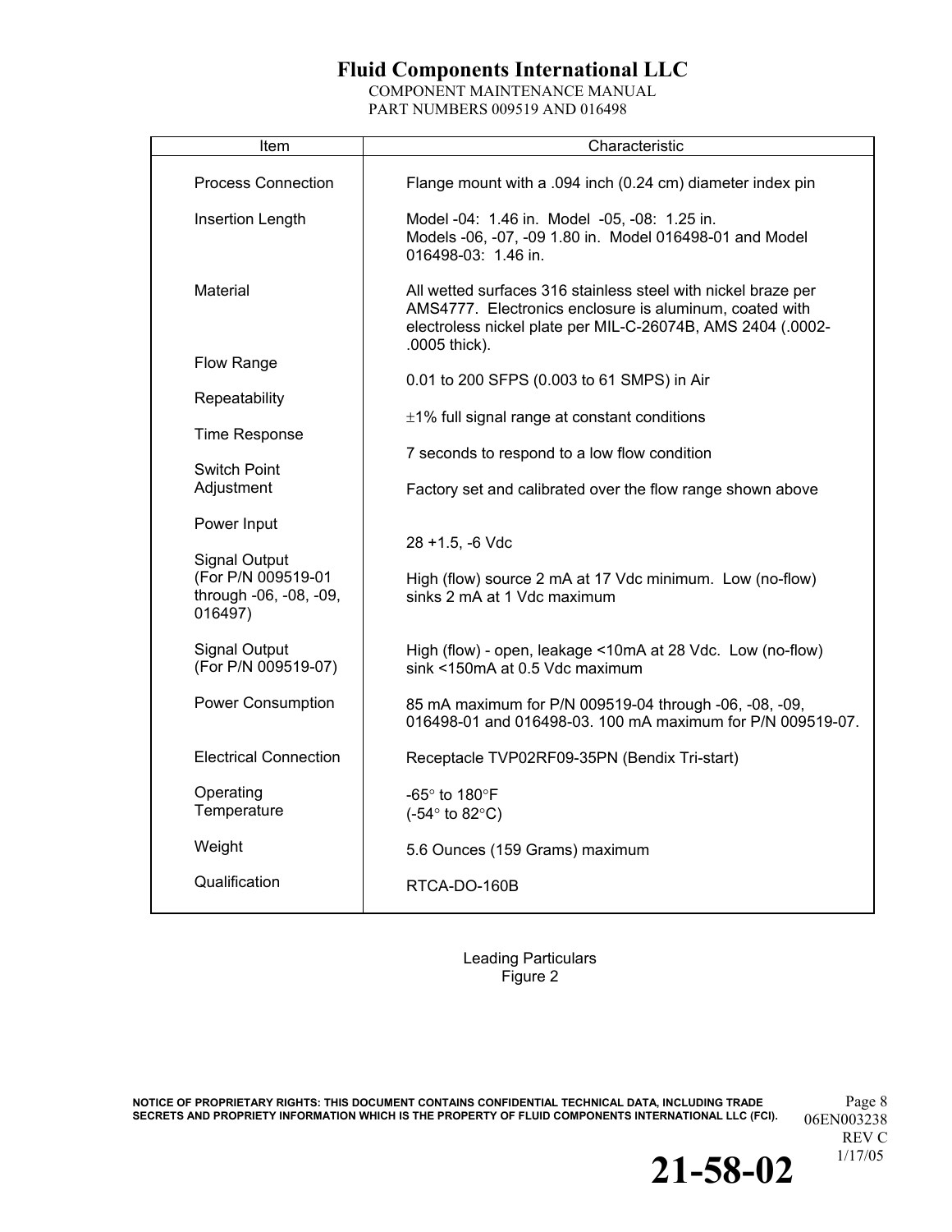| Item | Characteristic |
|---|---|
| Process Connection | Flange mount with a .094 inch (0.24 cm) diameter index pin |
| Insertion Length | Model -04: 1.46 in. Model -05, -08: 1.25 in. Models -06, -07, -09 1.80 in. Model 016498-01 and Model 016498-03: 1.46 in. |
| Material | All wetted surfaces 316 stainless steel with nickel braze per AMS4777. Electronics enclosure is aluminum, coated with electroless nickel plate per MIL-C-26074B, AMS 2404 (.0002-.0005 thick). |
| Flow Range | 0.01 to 200 SFPS (0.003 to 61 SMPS) in Air |
| Repeatability | ±1% full signal range at constant conditions |
| Time Response | 7 seconds to respond to a low flow condition |
| Switch Point Adjustment | Factory set and calibrated over the flow range shown above |
| Power Input | 28 +1.5, -6 Vdc |
| Signal Output (For P/N 009519-01 through -06, -08, -09, 016497) | High (flow) source 2 mA at 17 Vdc minimum. Low (no-flow) sinks 2 mA at 1 Vdc maximum |
| Signal Output (For P/N 009519-07) | High (flow) - open, leakage <10mA at 28 Vdc. Low (no-flow) sink <150mA at 0.5 Vdc maximum |
| Power Consumption | 85 mA maximum for P/N 009519-04 through -06, -08, -09, 016498-01 and 016498-03. 100 mA maximum for P/N 009519-07. |
| Electrical Connection | Receptacle TVP02RF09-35PN (Bendix Tri-start) |
| Operating Temperature | -65° to 180°F (-54° to 82°C) |
| Weight | 5.6 Ounces (159 Grams) maximum |
| Qualification | RTCA-DO-160B |

Leading Particulars
Figure 2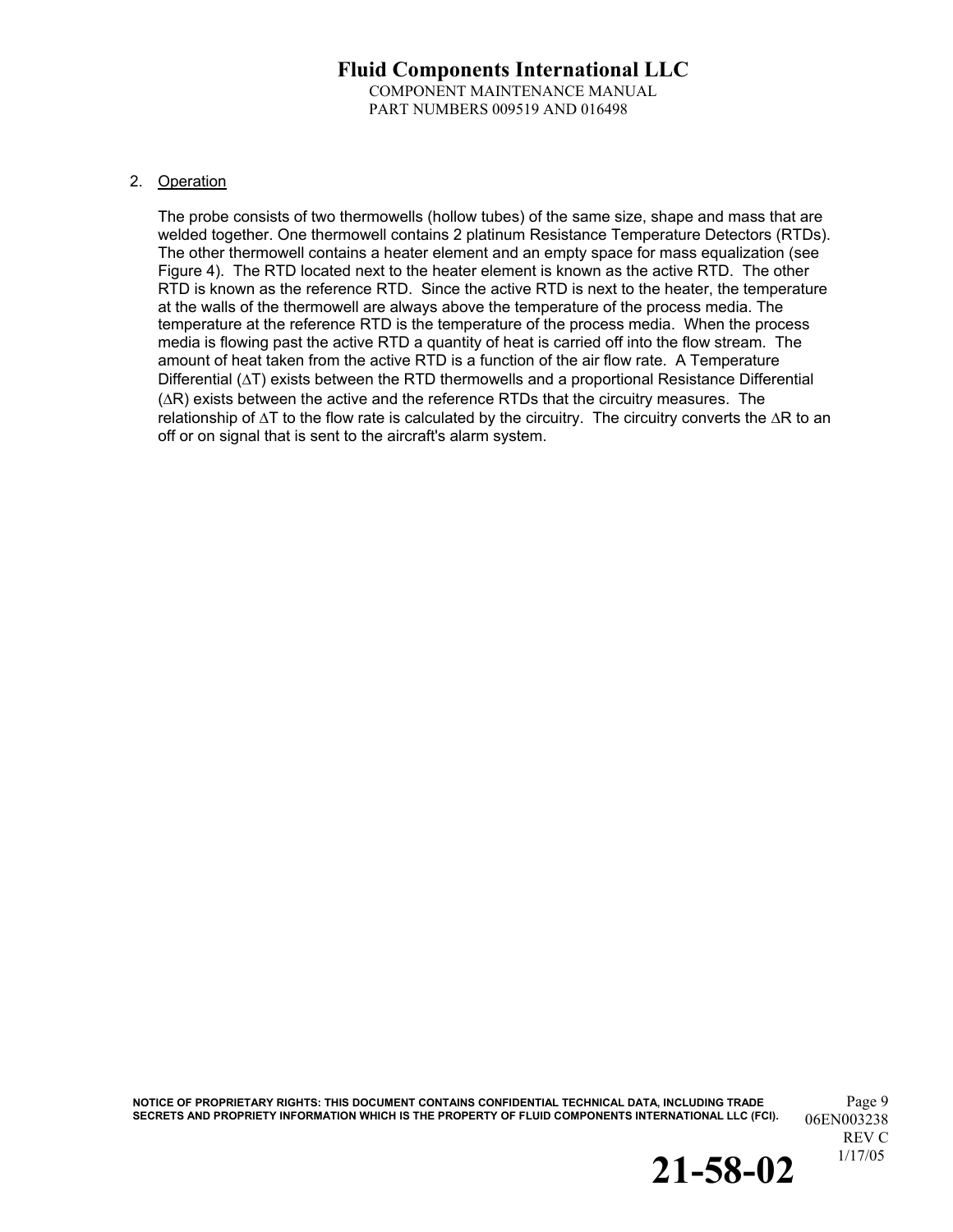2. Operation

The probe consists of two thermowells (hollow tubes) of the same size, shape and mass that are welded together. One thermowell contains 2 platinum Resistance Temperature Detectors (RTDs). The other thermowell contains a heater element and an empty space for mass equalization (see Figure 4). The RTD located next to the heater element is known as the active RTD. The other RTD is known as the reference RTD. Since the active RTD is next to the heater, the temperature at the walls of the thermowell are always above the temperature of the process media. The temperature at the reference RTD is the temperature of the process media. When the process media is flowing past the active RTD a quantity of heat is carried off into the flow stream. The amount of heat taken from the active RTD is a function of the air flow rate. A Temperature Differential ($\Delta T$) exists between the RTD thermowells and a proportional Resistance Differential ($\Delta R$) exists between the active and the reference RTDs that the circuitry measures. The relationship of $\Delta T$ to the flow rate is calculated by the circuitry. The circuitry converts the $\Delta R$ to an off or on signal that is sent to the aircraft's alarm system.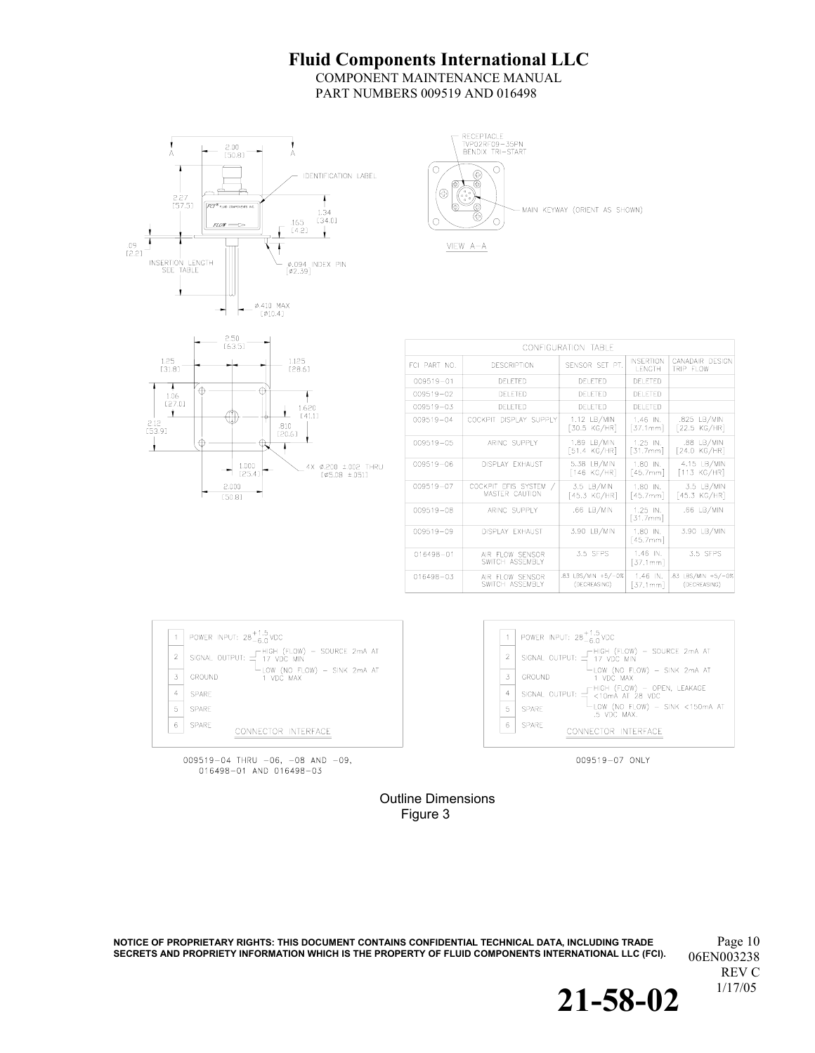CONFIGURATION TABLE

| FCI PART NO. | DESCRIPTION | SENSOR SET PT. | INSERTION LENGTH | CANADAIR DESIGN TRIP FLOW |
|---|---|---|---|---|
| 009519-01 | DELETED | DELETED | DELETED | |
| 009519-02 | DELETED | DELETED | DELETED | |
| 009519-03 | DELETED | DELETED | DELETED | |
| 009519-04 | COCKPIT DISPLAY SUPPLY | 1.12 LB/MIN [30.5 KG/HR] | 1.46 IN. [37.1mm] | .825 LB/MIN [22.5 KG/HR] |
| 009519-05 | ARINC SUPPLY | 1.89 LB/MIN [51.4 KG/HR] | 1.25 IN. [31.7mm] | .88 LB/MIN [24.0 KG/HR] |
| 009519-06 | DISPLAY EXHAUST | 5.38 LB/MIN [146 KG/HR] | 1.80 IN. [45.7mm] | 4.15 LB/MIN [113 KG/HR] |
| 009519-07 | COCKPIT EFIS SYSTEM / MASTER CAUTION | 3.5 LB/MIN [45.3 KG/HR] | 1.80 IN. [45.7mm] | 3.5 LB/MIN [45.3 KG/HR] |
| 009519-08 | ARINC SUPPLY | .66 LB/MIN | 1.25 IN. [31.7mm] | .66 LB/MIN |
| 009519-09 | DISPLAY EXHAUST | 3.90 LB/MIN | 1.80 IN. [45.7mm] | 3.90 LB/MIN |
| 016498-01 | AIR FLOW SENSOR SWITCH ASSEMBLY | 3.5 SFPS | 1.46 IN. [37.1mm] | 3.5 SFPS |
| 016498-03 | AIR FLOW SENSOR SWITCH ASSEMBLY | .83 LBS/MIN +5/-0% (DECREASING) | 1.46 IN. [37.1mm] | .83 LBS/MIN +5/-0% (DECREASING) |

CONNECTOR INTERFACE

| Pin | Function |
|---|---|
| 1 | POWER INPUT: $28^{+1.5}_{-6.0}$ VDC |
| 2 | SIGNAL OUTPUT: HIGH (FLOW) - SOURCE 2mA AT 17 VDC MIN; LOW (NO FLOW) - SINK 2mA AT 1 VDC MAX |
| 3 | GROUND |
| 4 | SPARE |
| 5 | SPARE |
| 6 | SPARE |

009519-04 THRU -06, -08 AND -09, 016498-01 AND 016498-03

CONNECTOR INTERFACE

| Pin | Function |
|---|---|
| 1 | POWER INPUT: $28^{+1.5}_{-6.0}$ VDC |
| 2 | SIGNAL OUTPUT: HIGH (FLOW) - SOURCE 2mA AT 17 VDC MIN; LOW (NO FLOW) - SINK 2mA AT 1 VDC MAX |
| 3 | GROUND |
| 4 | SIGNAL OUTPUT: HIGH (FLOW) - OPEN, LEAKAGE <10mA AT 28 VDC; LOW (NO FLOW) - SINK <150mA AT .5 VDC MAX. |
| 5 | SPARE |
| 6 | SPARE |

009519-07 ONLY

Outline Dimensions
Figure 3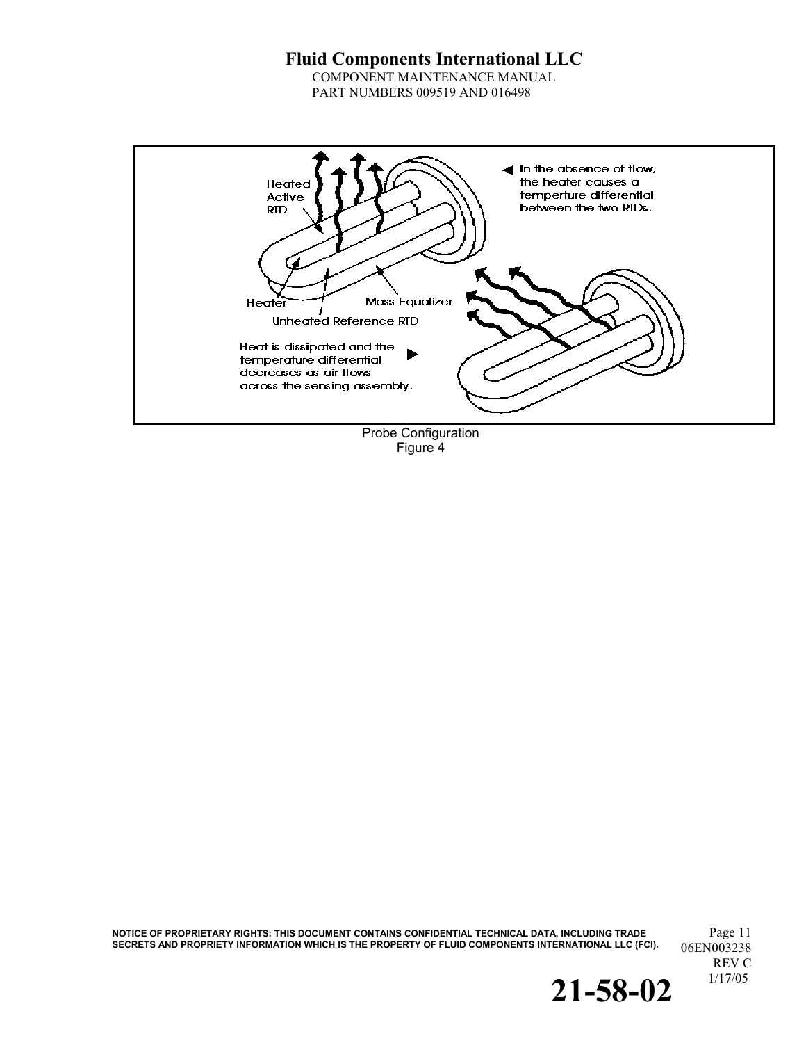Heated Active RTD

Heater

Unheated Reference RTD

Mass Equalizer

In the absence of flow, the heater causes a temperture differential between the two RTDs.

Heat is dissipated and the temperature differential decreases as air flows across the sensing assembly.

Probe Configuration
Figure 4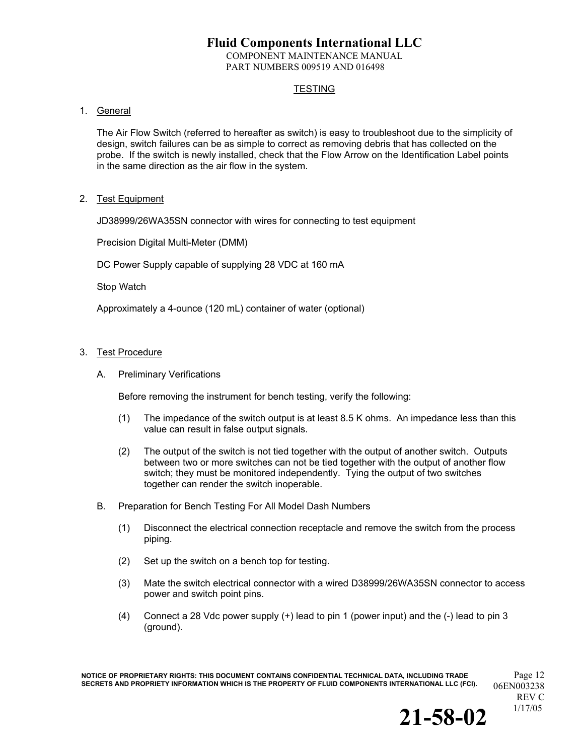## TESTING

### 1. General

The Air Flow Switch (referred to hereafter as switch) is easy to troubleshoot due to the simplicity of design, switch failures can be as simple to correct as removing debris that has collected on the probe. If the switch is newly installed, check that the Flow Arrow on the Identification Label points in the same direction as the air flow in the system.

### 2. Test Equipment

JD38999/26WA35SN connector with wires for connecting to test equipment

Precision Digital Multi-Meter (DMM)

DC Power Supply capable of supplying 28 VDC at 160 mA

Stop Watch

Approximately a 4-ounce (120 mL) container of water (optional)

### 3. Test Procedure

A. Preliminary Verifications

Before removing the instrument for bench testing, verify the following:

(1) The impedance of the switch output is at least 8.5 K ohms. An impedance less than this value can result in false output signals.

(2) The output of the switch is not tied together with the output of another switch. Outputs between two or more switches can not be tied together with the output of another flow switch; they must be monitored independently. Tying the output of two switches together can render the switch inoperable.

B. Preparation for Bench Testing For All Model Dash Numbers

(1) Disconnect the electrical connection receptacle and remove the switch from the process piping.

(2) Set up the switch on a bench top for testing.

(3) Mate the switch electrical connector with a wired D38999/26WA35SN connector to access power and switch point pins.

(4) Connect a 28 Vdc power supply (+) lead to pin 1 (power input) and the (-) lead to pin 3 (ground).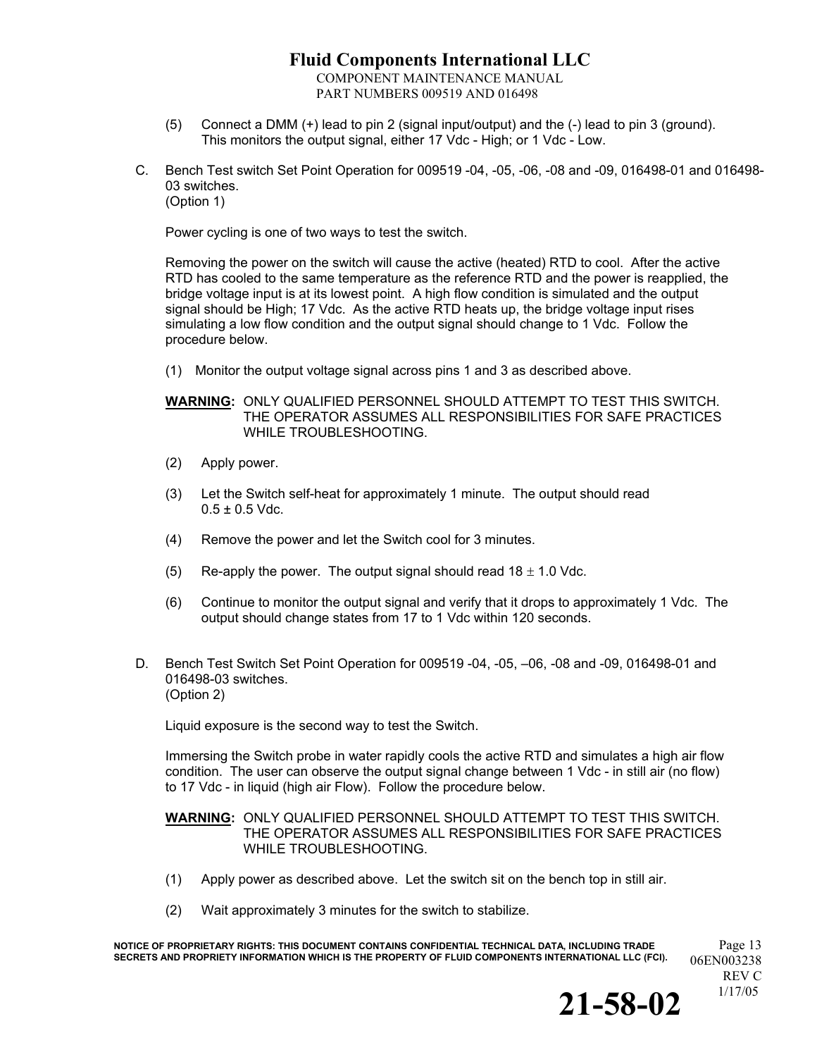(5) Connect a DMM (+) lead to pin 2 (signal input/output) and the (-) lead to pin 3 (ground). This monitors the output signal, either 17 Vdc - High; or 1 Vdc - Low.

C. Bench Test switch Set Point Operation for 009519 -04, -05, -06, -08 and -09, 016498-01 and 016498-03 switches.
(Option 1)

Power cycling is one of two ways to test the switch.

Removing the power on the switch will cause the active (heated) RTD to cool. After the active RTD has cooled to the same temperature as the reference RTD and the power is reapplied, the bridge voltage input is at its lowest point. A high flow condition is simulated and the output signal should be High; 17 Vdc. As the active RTD heats up, the bridge voltage input rises simulating a low flow condition and the output signal should change to 1 Vdc. Follow the procedure below.

(1) Monitor the output voltage signal across pins 1 and 3 as described above.

**WARNING:** ONLY QUALIFIED PERSONNEL SHOULD ATTEMPT TO TEST THIS SWITCH. THE OPERATOR ASSUMES ALL RESPONSIBILITIES FOR SAFE PRACTICES WHILE TROUBLESHOOTING.

(2) Apply power.

(3) Let the Switch self-heat for approximately 1 minute. The output should read $0.5 \pm 0.5$ Vdc.

(4) Remove the power and let the Switch cool for 3 minutes.

(5) Re-apply the power. The output signal should read $18 \pm 1.0$ Vdc.

(6) Continue to monitor the output signal and verify that it drops to approximately 1 Vdc. The output should change states from 17 to 1 Vdc within 120 seconds.

D. Bench Test Switch Set Point Operation for 009519 -04, -05, –06, -08 and -09, 016498-01 and 016498-03 switches.
(Option 2)

Liquid exposure is the second way to test the Switch.

Immersing the Switch probe in water rapidly cools the active RTD and simulates a high air flow condition. The user can observe the output signal change between 1 Vdc - in still air (no flow) to 17 Vdc - in liquid (high air Flow). Follow the procedure below.

**WARNING:** ONLY QUALIFIED PERSONNEL SHOULD ATTEMPT TO TEST THIS SWITCH. THE OPERATOR ASSUMES ALL RESPONSIBILITIES FOR SAFE PRACTICES WHILE TROUBLESHOOTING.

(1) Apply power as described above. Let the switch sit on the bench top in still air.

(2) Wait approximately 3 minutes for the switch to stabilize.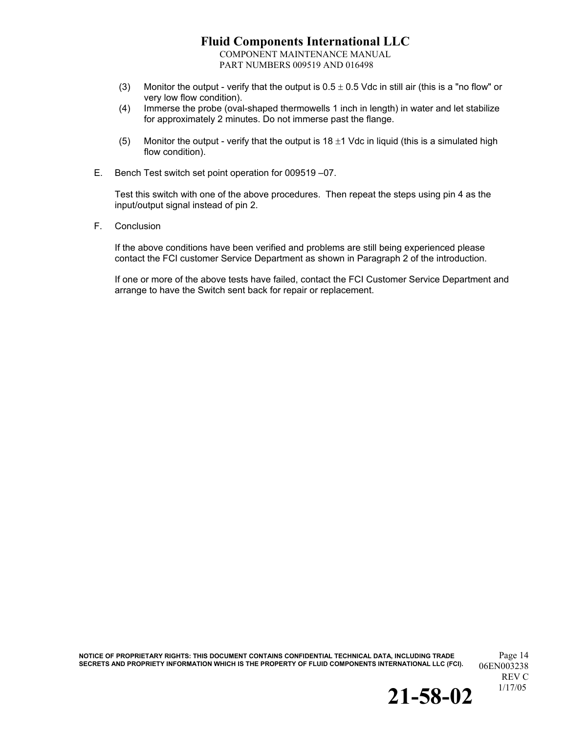(3) Monitor the output - verify that the output is 0.5 $\pm$ 0.5 Vdc in still air (this is a "no flow" or very low flow condition).

(4) Immerse the probe (oval-shaped thermowells 1 inch in length) in water and let stabilize for approximately 2 minutes. Do not immerse past the flange.

(5) Monitor the output - verify that the output is 18 $\pm$1 Vdc in liquid (this is a simulated high flow condition).

E. Bench Test switch set point operation for 009519 –07.

Test this switch with one of the above procedures. Then repeat the steps using pin 4 as the input/output signal instead of pin 2.

F. Conclusion

If the above conditions have been verified and problems are still being experienced please contact the FCI customer Service Department as shown in Paragraph 2 of the introduction.

If one or more of the above tests have failed, contact the FCI Customer Service Department and arrange to have the Switch sent back for repair or replacement.

NOTICE OF PROPRIETARY RIGHTS: THIS DOCUMENT CONTAINS CONFIDENTIAL TECHNICAL DATA, INCLUDING TRADE SECRETS AND PROPRIETY INFORMATION WHICH IS THE PROPERTY OF FLUID COMPONENTS INTERNATIONAL LLC (FCI).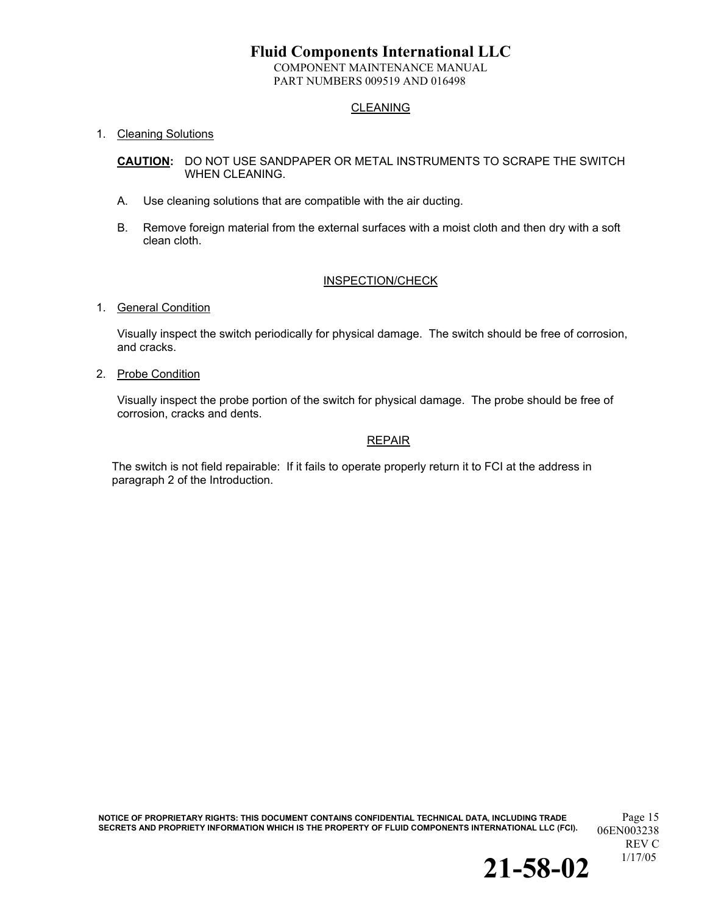## CLEANING

1. Cleaning Solutions

**CAUTION:** DO NOT USE SANDPAPER OR METAL INSTRUMENTS TO SCRAPE THE SWITCH WHEN CLEANING.

A. Use cleaning solutions that are compatible with the air ducting.

B. Remove foreign material from the external surfaces with a moist cloth and then dry with a soft clean cloth.

## INSPECTION/CHECK

1. General Condition

Visually inspect the switch periodically for physical damage. The switch should be free of corrosion, and cracks.

2. Probe Condition

Visually inspect the probe portion of the switch for physical damage. The probe should be free of corrosion, cracks and dents.

## REPAIR

The switch is not field repairable: If it fails to operate properly return it to FCI at the address in paragraph 2 of the Introduction.